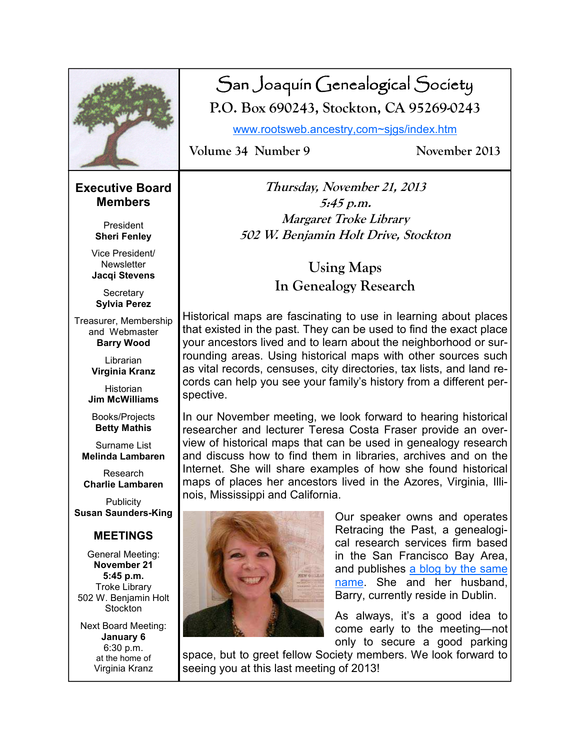# San Joaquin Genealogical Society

**P.O. Box 690243, Stockton, CA 95269-0243**

www.rootsweb.ancestry,com~sjgs/index.htm

**Volume 34 Number 9** **November 2013**

## Executive Board Members

President
**Sheri Fenley**

Vice President/ Newsletter
**Jacqi Stevens**

Secretary
**Sylvia Perez**

Treasurer, Membership and Webmaster
**Barry Wood**

Librarian
**Virginia Kranz**

Historian
**Jim McWilliams**

Books/Projects
**Betty Mathis**

Surname List
**Melinda Lambaren**

Research
**Charlie Lambaren**

Publicity
**Susan Saunders-King**

## MEETINGS

General Meeting:
**November 21**
**5:45 p.m.**
Troke Library
502 W. Benjamin Holt
Stockton

Next Board Meeting:
**January 6**
6:30 p.m.
at the home of
Virginia Kranz

***Thursday, November 21, 2013***
***5:45 p.m.***
***Margaret Troke Library***
***502 W. Benjamin Holt Drive, Stockton***

## Using Maps In Genealogy Research

Historical maps are fascinating to use in learning about places that existed in the past. They can be used to find the exact place your ancestors lived and to learn about the neighborhood or surrounding areas. Using historical maps with other sources such as vital records, censuses, city directories, tax lists, and land records can help you see your family's history from a different perspective.

In our November meeting, we look forward to hearing historical researcher and lecturer Teresa Costa Fraser provide an overview of historical maps that can be used in genealogy research and discuss how to find them in libraries, archives and on the Internet. She will share examples of how she found historical maps of places her ancestors lived in the Azores, Virginia, Illinois, Mississippi and California.

Our speaker owns and operates Retracing the Past, a genealogical research services firm based in the San Francisco Bay Area, and publishes a blog by the same name. She and her husband, Barry, currently reside in Dublin.

As always, it's a good idea to come early to the meeting—not only to secure a good parking space, but to greet fellow Society members. We look forward to seeing you at this last meeting of 2013!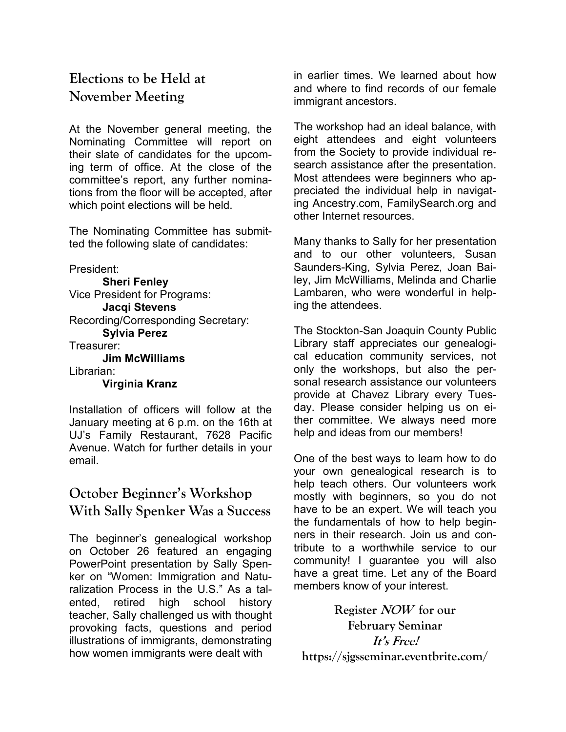## Elections to be Held at November Meeting

At the November general meeting, the Nominating Committee will report on their slate of candidates for the upcoming term of office. At the close of the committee's report, any further nominations from the floor will be accepted, after which point elections will be held.

The Nominating Committee has submitted the following slate of candidates:

President:
**Sheri Fenley**
Vice President for Programs:
**Jacqi Stevens**
Recording/Corresponding Secretary:
**Sylvia Perez**
Treasurer:
**Jim McWilliams**
Librarian:
**Virginia Kranz**

Installation of officers will follow at the January meeting at 6 p.m. on the 16th at UJ's Family Restaurant, 7628 Pacific Avenue. Watch for further details in your email.

## October Beginner's Workshop With Sally Spenker Was a Success

The beginner's genealogical workshop on October 26 featured an engaging PowerPoint presentation by Sally Spenker on "Women: Immigration and Naturalization Process in the U.S." As a talented, retired high school history teacher, Sally challenged us with thought provoking facts, questions and period illustrations of immigrants, demonstrating how women immigrants were dealt with in earlier times. We learned about how and where to find records of our female immigrant ancestors.

The workshop had an ideal balance, with eight attendees and eight volunteers from the Society to provide individual research assistance after the presentation. Most attendees were beginners who appreciated the individual help in navigating Ancestry.com, FamilySearch.org and other Internet resources.

Many thanks to Sally for her presentation and to our other volunteers, Susan Saunders-King, Sylvia Perez, Joan Bailey, Jim McWilliams, Melinda and Charlie Lambaren, who were wonderful in helping the attendees.

The Stockton-San Joaquin County Public Library staff appreciates our genealogical education community services, not only the workshops, but also the personal research assistance our volunteers provide at Chavez Library every Tuesday. Please consider helping us on either committee. We always need more help and ideas from our members!

One of the best ways to learn how to do your own genealogical research is to help teach others. Our volunteers work mostly with beginners, so you do not have to be an expert. We will teach you the fundamentals of how to help beginners in their research. Join us and contribute to a worthwhile service to our community! I guarantee you will also have a great time. Let any of the Board members know of your interest.

**Register *NOW* for our February Seminar**
***It's Free!***
**https://sjgsseminar.eventbrite.com/**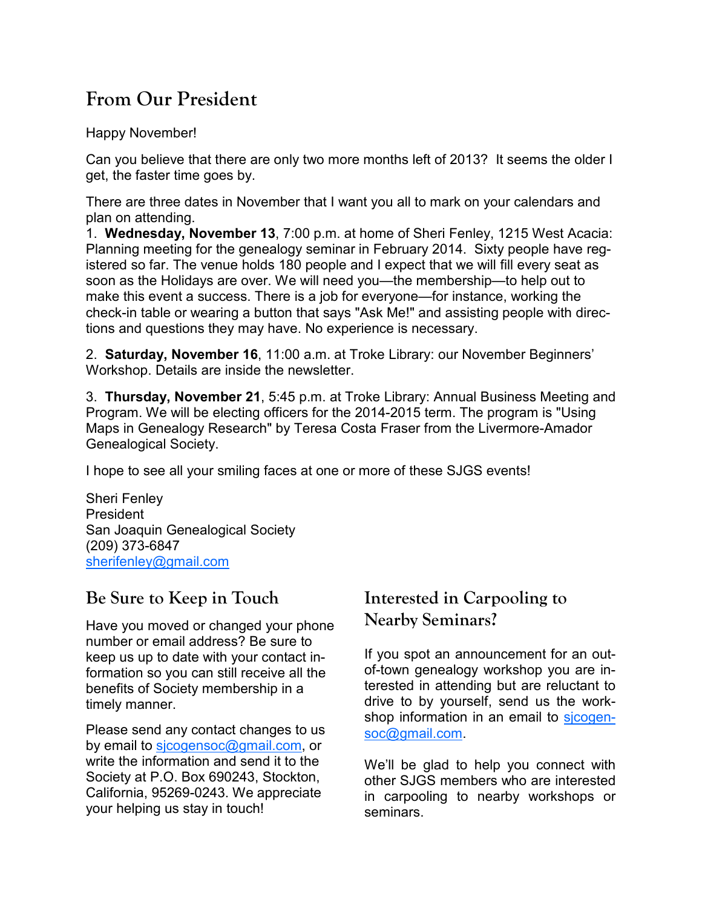## From Our President

Happy November!

Can you believe that there are only two more months left of 2013? It seems the older I get, the faster time goes by.

There are three dates in November that I want you all to mark on your calendars and plan on attending.

1. **Wednesday, November 13**, 7:00 p.m. at home of Sheri Fenley, 1215 West Acacia: Planning meeting for the genealogy seminar in February 2014. Sixty people have registered so far. The venue holds 180 people and I expect that we will fill every seat as soon as the Holidays are over. We will need you—the membership—to help out to make this event a success. There is a job for everyone—for instance, working the check-in table or wearing a button that says "Ask Me!" and assisting people with directions and questions they may have. No experience is necessary.

2. **Saturday, November 16**, 11:00 a.m. at Troke Library: our November Beginners' Workshop. Details are inside the newsletter.

3. **Thursday, November 21**, 5:45 p.m. at Troke Library: Annual Business Meeting and Program. We will be electing officers for the 2014-2015 term. The program is "Using Maps in Genealogy Research" by Teresa Costa Fraser from the Livermore-Amador Genealogical Society.

I hope to see all your smiling faces at one or more of these SJGS events!

Sheri Fenley
President
San Joaquin Genealogical Society
(209) 373-6847
sherifenley@gmail.com

## Be Sure to Keep in Touch

Have you moved or changed your phone number or email address? Be sure to keep us up to date with your contact information so you can still receive all the benefits of Society membership in a timely manner.

Please send any contact changes to us by email to sjcogensoc@gmail.com, or write the information and send it to the Society at P.O. Box 690243, Stockton, California, 95269-0243. We appreciate your helping us stay in touch!

## Interested in Carpooling to Nearby Seminars?

If you spot an announcement for an out-of-town genealogy workshop you are interested in attending but are reluctant to drive to by yourself, send us the workshop information in an email to sjcogensoc@gmail.com.

We'll be glad to help you connect with other SJGS members who are interested in carpooling to nearby workshops or seminars.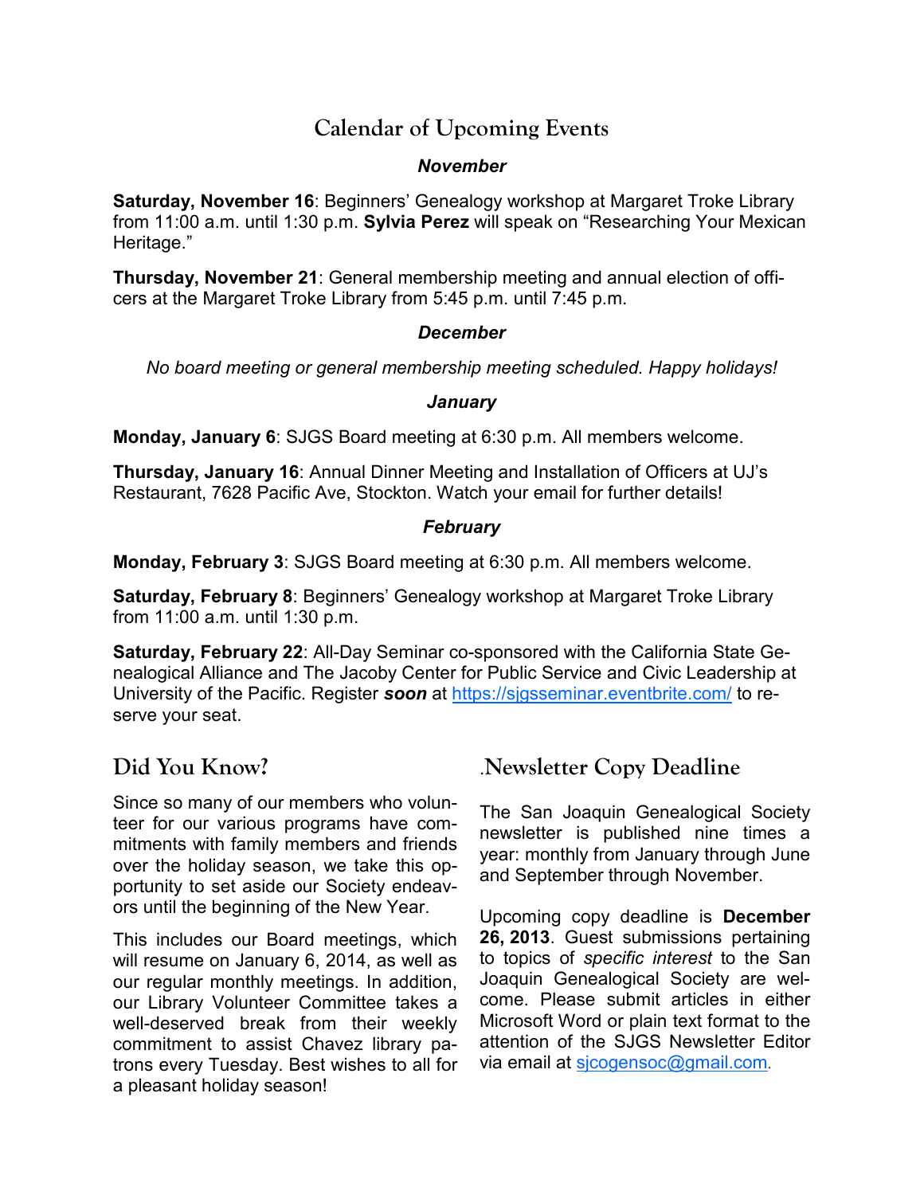# Calendar of Upcoming Events

### *November*

**Saturday, November 16**: Beginners' Genealogy workshop at Margaret Troke Library from 11:00 a.m. until 1:30 p.m. **Sylvia Perez** will speak on "Researching Your Mexican Heritage."

**Thursday, November 21**: General membership meeting and annual election of officers at the Margaret Troke Library from 5:45 p.m. until 7:45 p.m.

### *December*

*No board meeting or general membership meeting scheduled. Happy holidays!*

### *January*

**Monday, January 6**: SJGS Board meeting at 6:30 p.m. All members welcome.

**Thursday, January 16**: Annual Dinner Meeting and Installation of Officers at UJ's Restaurant, 7628 Pacific Ave, Stockton. Watch your email for further details!

### *February*

**Monday, February 3**: SJGS Board meeting at 6:30 p.m. All members welcome.

**Saturday, February 8**: Beginners' Genealogy workshop at Margaret Troke Library from 11:00 a.m. until 1:30 p.m.

**Saturday, February 22**: All-Day Seminar co-sponsored with the California State Genealogical Alliance and The Jacoby Center for Public Service and Civic Leadership at University of the Pacific. Register ***soon*** at https://sjgsseminar.eventbrite.com/ to reserve your seat.

## Did You Know?

Since so many of our members who volunteer for our various programs have commitments with family members and friends over the holiday season, we take this opportunity to set aside our Society endeavors until the beginning of the New Year.

This includes our Board meetings, which will resume on January 6, 2014, as well as our regular monthly meetings. In addition, our Library Volunteer Committee takes a well-deserved break from their weekly commitment to assist Chavez library patrons every Tuesday. Best wishes to all for a pleasant holiday season!

## .Newsletter Copy Deadline

The San Joaquin Genealogical Society newsletter is published nine times a year: monthly from January through June and September through November.

Upcoming copy deadline is **December 26, 2013**. Guest submissions pertaining to topics of *specific interest* to the San Joaquin Genealogical Society are welcome. Please submit articles in either Microsoft Word or plain text format to the attention of the SJGS Newsletter Editor via email at sjcogensoc@gmail.com.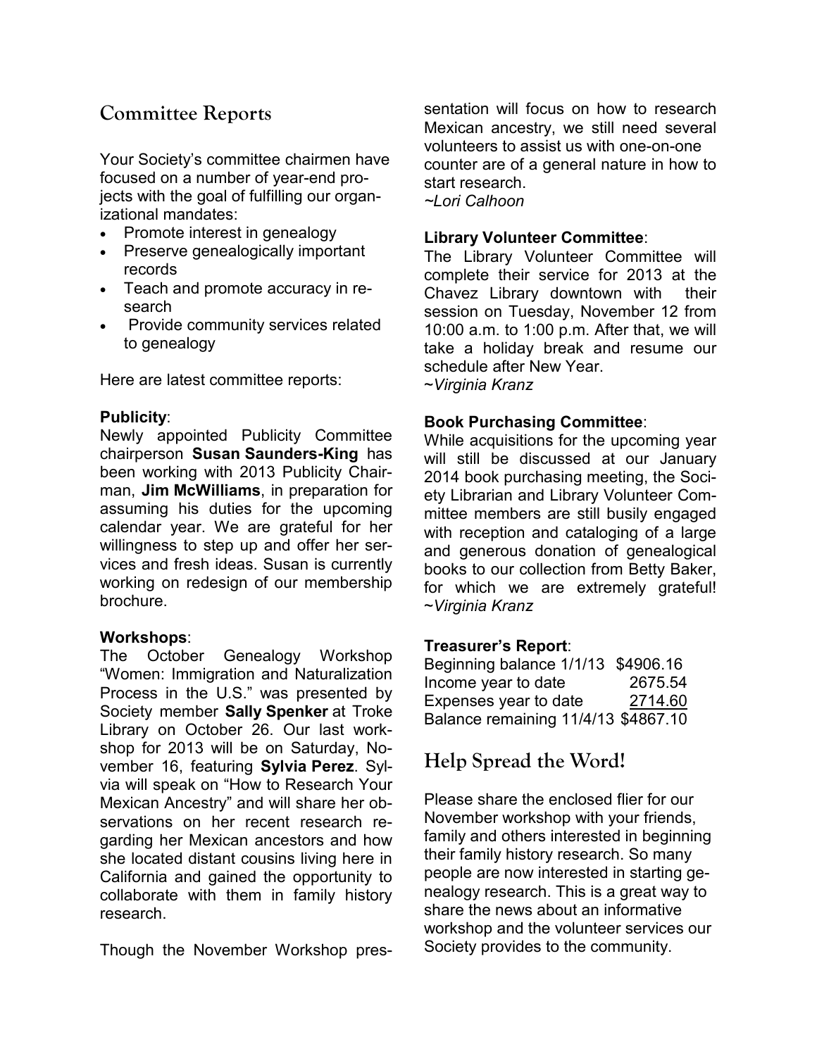## Committee Reports

Your Society's committee chairmen have focused on a number of year-end projects with the goal of fulfilling our organizational mandates:

- Promote interest in genealogy
- Preserve genealogically important records
- Teach and promote accuracy in research
- Provide community services related to genealogy

Here are latest committee reports:

**Publicity**:
Newly appointed Publicity Committee chairperson **Susan Saunders-King** has been working with 2013 Publicity Chairman, **Jim McWilliams**, in preparation for assuming his duties for the upcoming calendar year. We are grateful for her willingness to step up and offer her services and fresh ideas. Susan is currently working on redesign of our membership brochure.

**Workshops**:
The October Genealogy Workshop "Women: Immigration and Naturalization Process in the U.S." was presented by Society member **Sally Spenker** at Troke Library on October 26. Our last workshop for 2013 will be on Saturday, November 16, featuring **Sylvia Perez**. Sylvia will speak on "How to Research Your Mexican Ancestry" and will share her observations on her recent research regarding her Mexican ancestors and how she located distant cousins living here in California and gained the opportunity to collaborate with them in family history research.

Though the November Workshop presentation will focus on how to research Mexican ancestry, we still need several volunteers to assist us with one-on-one counter are of a general nature in how to start research.
*~Lori Calhoon*

**Library Volunteer Committee**:
The Library Volunteer Committee will complete their service for 2013 at the Chavez Library downtown with their session on Tuesday, November 12 from 10:00 a.m. to 1:00 p.m. After that, we will take a holiday break and resume our schedule after New Year.
*~Virginia Kranz*

**Book Purchasing Committee**:
While acquisitions for the upcoming year will still be discussed at our January 2014 book purchasing meeting, the Society Librarian and Library Volunteer Committee members are still busily engaged with reception and cataloging of a large and generous donation of genealogical books to our collection from Betty Baker, for which we are extremely grateful!
*~Virginia Kranz*

**Treasurer's Report**:

| | |
|---|---|
| Beginning balance 1/1/13 | \$4906.16 |
| Income year to date | 2675.54 |
| Expenses year to date | 2714.60 |
| Balance remaining 11/4/13 | \$4867.10 |

## Help Spread the Word!

Please share the enclosed flier for our November workshop with your friends, family and others interested in beginning their family history research. So many people are now interested in starting genealogy research. This is a great way to share the news about an informative workshop and the volunteer services our Society provides to the community.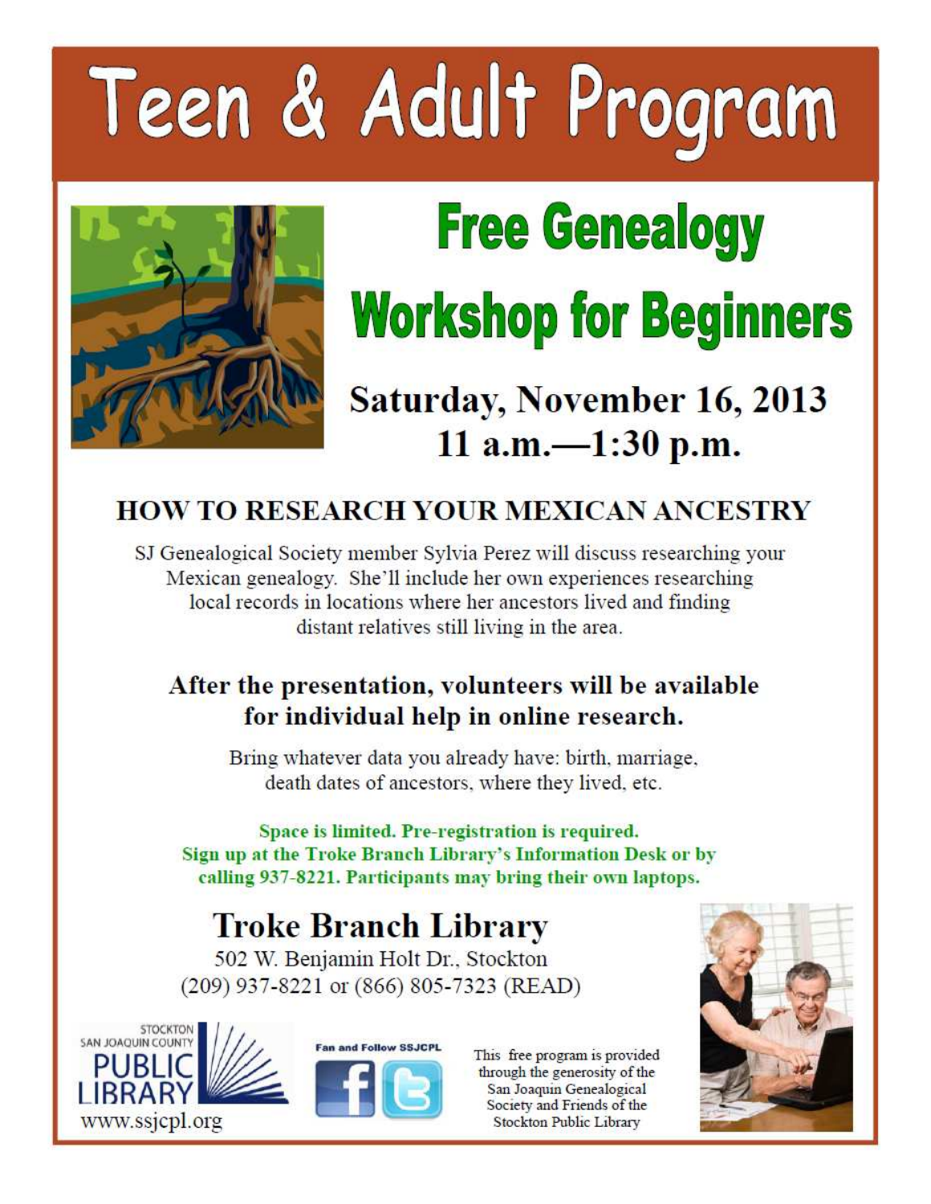# Teen & Adult Program

## Free Genealogy Workshop for Beginners

### Saturday, November 16, 2013
### 11 a.m.—1:30 p.m.

### HOW TO RESEARCH YOUR MEXICAN ANCESTRY

SJ Genealogical Society member Sylvia Perez will discuss researching your Mexican genealogy. She'll include her own experiences researching local records in locations where her ancestors lived and finding distant relatives still living in the area.

**After the presentation, volunteers will be available for individual help in online research.**

Bring whatever data you already have: birth, marriage, death dates of ancestors, where they lived, etc.

**Space is limited. Pre-registration is required. Sign up at the Troke Branch Library's Information Desk or by calling 937-8221. Participants may bring their own laptops.**

## Troke Branch Library

502 W. Benjamin Holt Dr., Stockton
(209) 937-8221 or (866) 805-7323 (READ)

STOCKTON SAN JOAQUIN COUNTY PUBLIC LIBRARY
www.ssjcpl.org

Fan and Follow SSJCPL

This free program is provided through the generosity of the San Joaquin Genealogical Society and Friends of the Stockton Public Library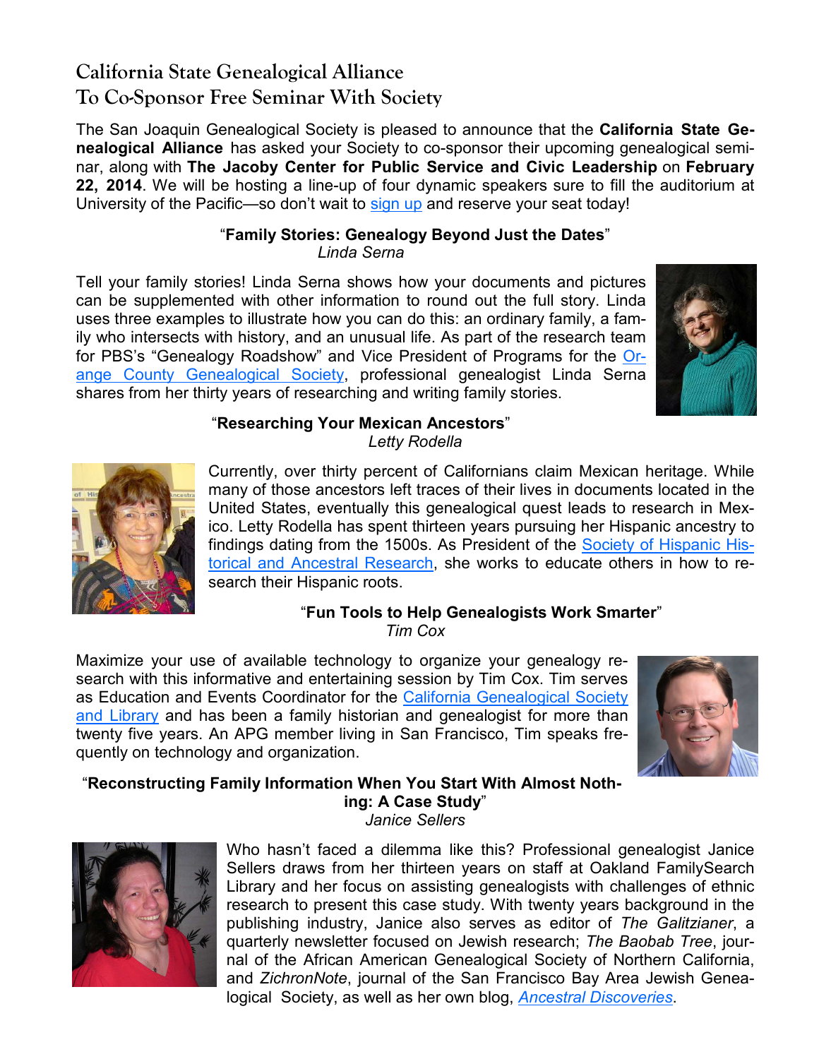## California State Genealogical Alliance To Co-Sponsor Free Seminar With Society

The San Joaquin Genealogical Society is pleased to announce that the **California State Genealogical Alliance** has asked your Society to co-sponsor their upcoming genealogical seminar, along with **The Jacoby Center for Public Service and Civic Leadership** on **February 22, 2014**. We will be hosting a line-up of four dynamic speakers sure to fill the auditorium at University of the Pacific—so don't wait to sign up and reserve your seat today!

### "Family Stories: Genealogy Beyond Just the Dates"

*Linda Serna*

Tell your family stories! Linda Serna shows how your documents and pictures can be supplemented with other information to round out the full story. Linda uses three examples to illustrate how you can do this: an ordinary family, a family who intersects with history, and an unusual life. As part of the research team for PBS's "Genealogy Roadshow" and Vice President of Programs for the Orange County Genealogical Society, professional genealogist Linda Serna shares from her thirty years of researching and writing family stories.

### "Researching Your Mexican Ancestors"

*Letty Rodella*

Currently, over thirty percent of Californians claim Mexican heritage. While many of those ancestors left traces of their lives in documents located in the United States, eventually this genealogical quest leads to research in Mexico. Letty Rodella has spent thirteen years pursuing her Hispanic ancestry to findings dating from the 1500s. As President of the Society of Hispanic Historical and Ancestral Research, she works to educate others in how to research their Hispanic roots.

### "Fun Tools to Help Genealogists Work Smarter"

*Tim Cox*

Maximize your use of available technology to organize your genealogy research with this informative and entertaining session by Tim Cox. Tim serves as Education and Events Coordinator for the California Genealogical Society and Library and has been a family historian and genealogist for more than twenty five years. An APG member living in San Francisco, Tim speaks frequently on technology and organization.

### "Reconstructing Family Information When You Start With Almost Nothing: A Case Study"

*Janice Sellers*

Who hasn't faced a dilemma like this? Professional genealogist Janice Sellers draws from her thirteen years on staff at Oakland FamilySearch Library and her focus on assisting genealogists with challenges of ethnic research to present this case study. With twenty years background in the publishing industry, Janice also serves as editor of *The Galitzianer*, a quarterly newsletter focused on Jewish research; *The Baobab Tree*, journal of the African American Genealogical Society of Northern California, and *ZichronNote*, journal of the San Francisco Bay Area Jewish Genealogical Society, as well as her own blog, *Ancestral Discoveries*.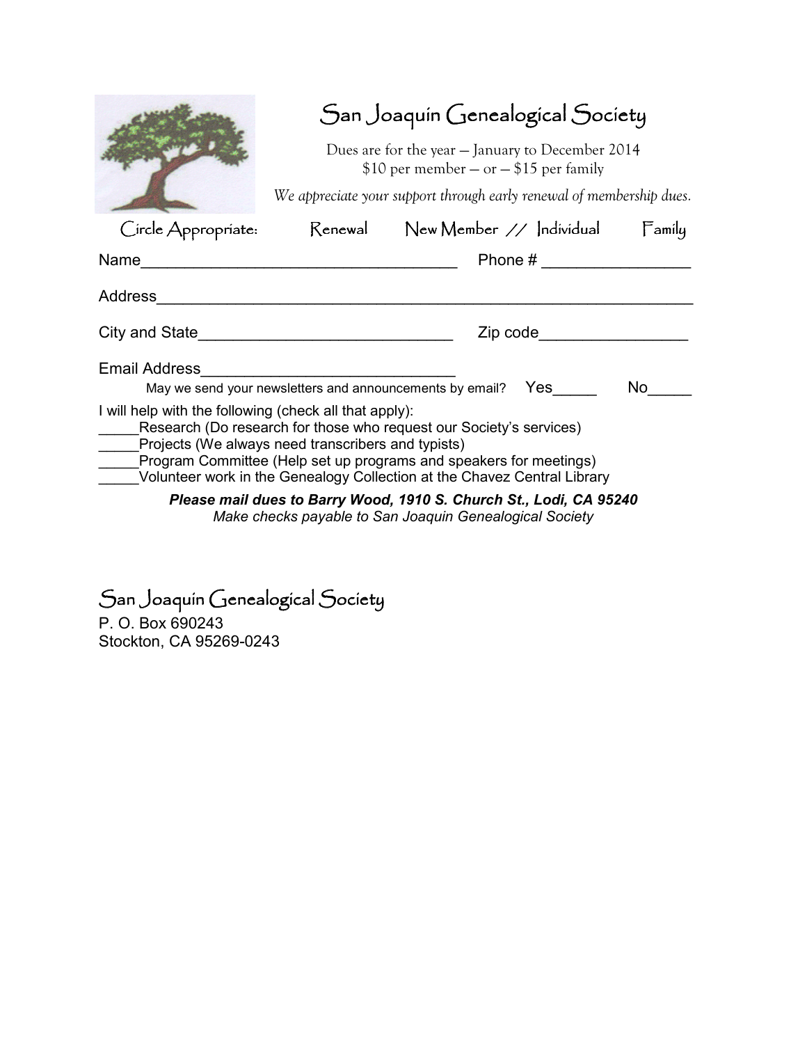# San Joaquin Genealogical Society

Dues are for the year — January to December 2014
$10 per member — or — $15 per family

*We appreciate your support through early renewal of membership dues.*

Circle Appropriate: Renewal New Member // Individual Family

Name___________________________________ Phone # ________________

Address___________________________________________________________

City and State____________________________ Zip code________________

Email Address____________________________

May we send your newsletters and announcements by email? Yes_____ No_____

I will help with the following (check all that apply):

_____Research (Do research for those who request our Society's services)
_____Projects (We always need transcribers and typists)
_____Program Committee (Help set up programs and speakers for meetings)
_____Volunteer work in the Genealogy Collection at the Chavez Central Library

***Please mail dues to Barry Wood, 1910 S. Church St., Lodi, CA 95240***

*Make checks payable to San Joaquin Genealogical Society*

## San Joaquin Genealogical Society

P. O. Box 690243
Stockton, CA 95269-0243